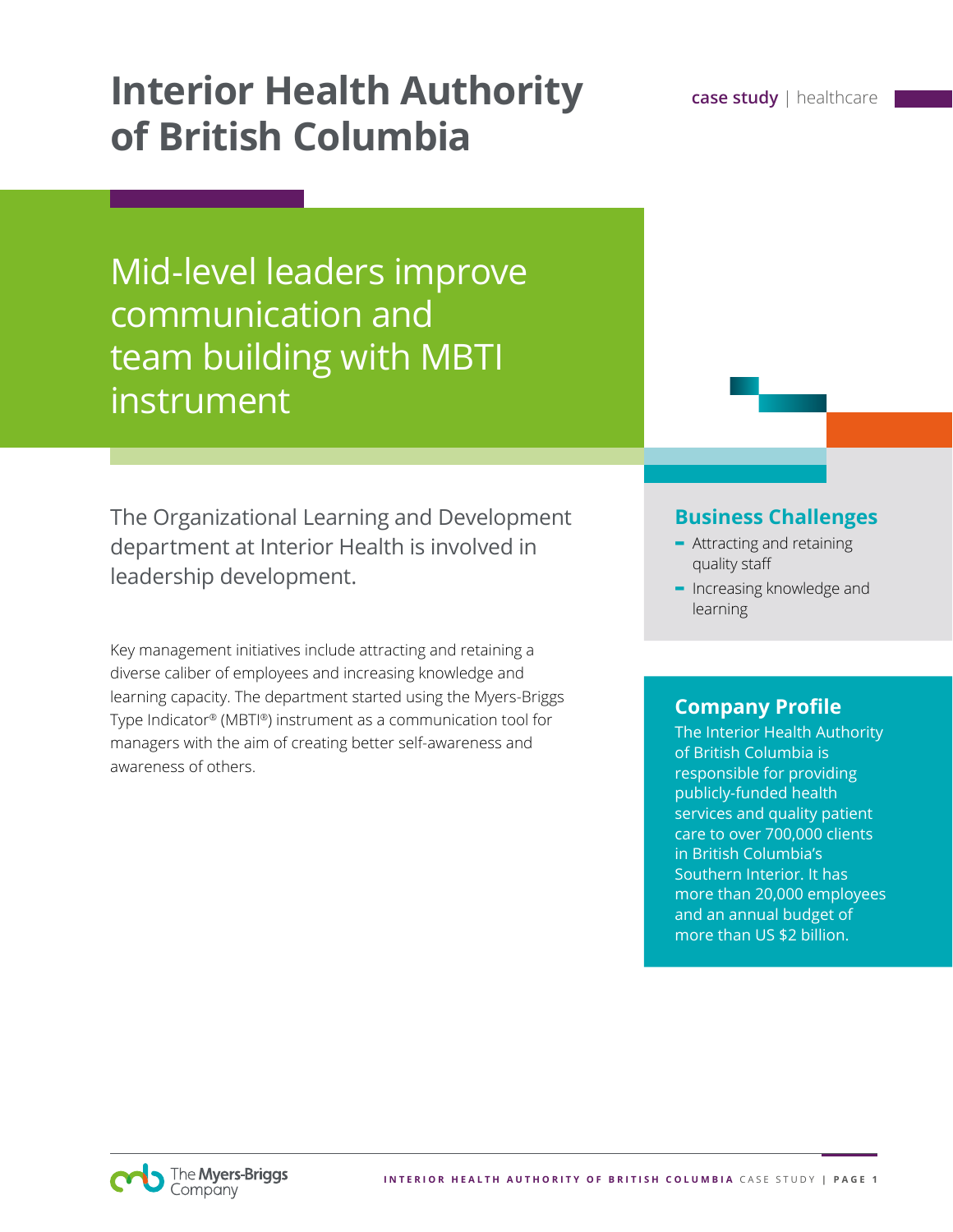# Interior Health Authority of British Columbia

case study | healthcare

## Mid-level leaders improve communication and team building with MBTI instrument

The Organizational Learning and Development department at Interior Health is involved in leadership development.

Key management initiatives include attracting and retaining a diverse caliber of employees and increasing knowledge and learning capacity. The department started using the Myers-Briggs Type Indicator® (MBTI®) instrument as a communication tool for managers with the aim of creating better self-awareness and awareness of others.

### Business Challenges

- Attracting and retaining quality staff
- Increasing knowledge and learning

### Company Profile

The Interior Health Authority of British Columbia is responsible for providing publicly-funded health services and quality patient care to over 700,000 clients in British Columbia's Southern Interior. It has more than 20,000 employees and an annual budget of more than US $2 billion.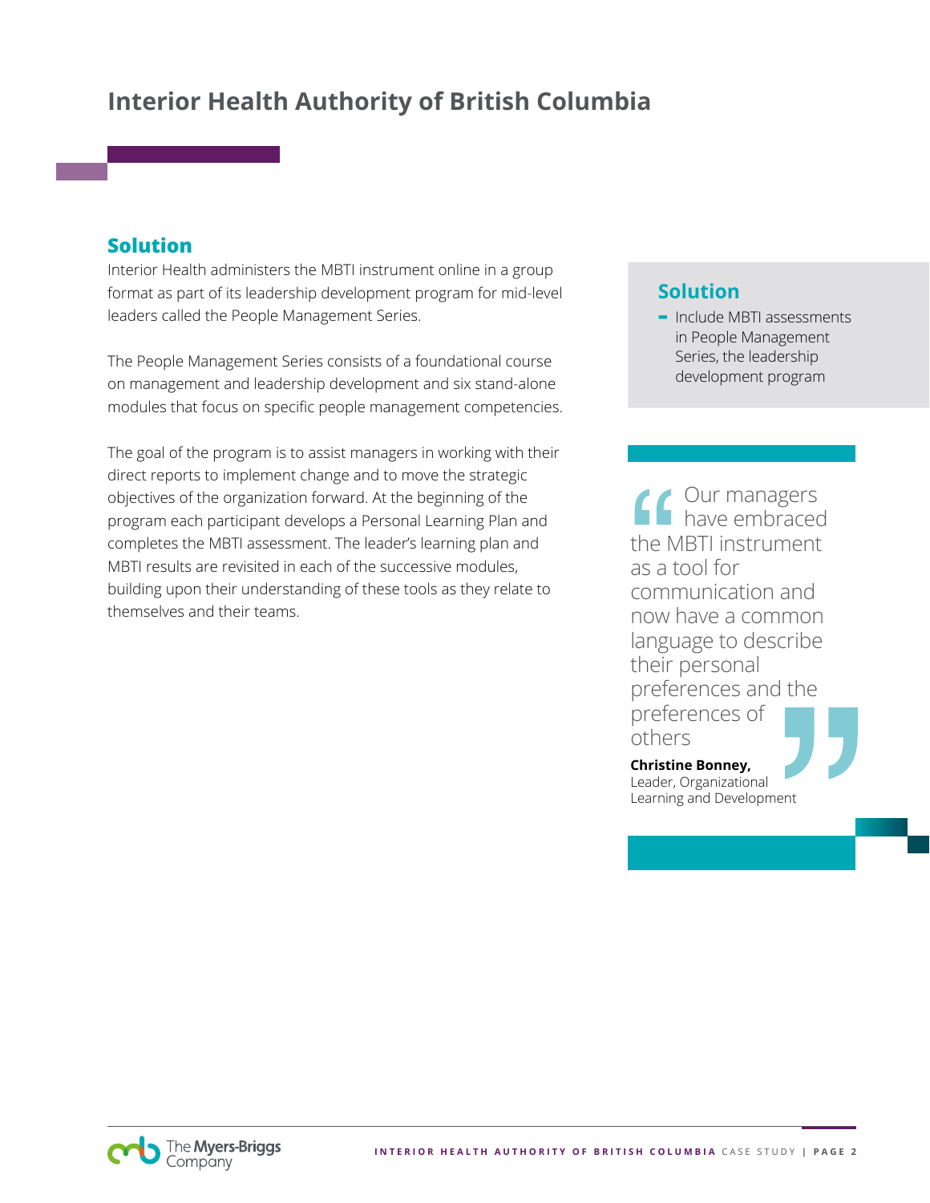# Interior Health Authority of British Columbia

## Solution

Interior Health administers the MBTI instrument online in a group format as part of its leadership development program for mid-level leaders called the People Management Series.

The People Management Series consists of a foundational course on management and leadership development and six stand-alone modules that focus on specific people management competencies.

The goal of the program is to assist managers in working with their direct reports to implement change and to move the strategic objectives of the organization forward. At the beginning of the program each participant develops a Personal Learning Plan and completes the MBTI assessment. The leader's learning plan and MBTI results are revisited in each of the successive modules, building upon their understanding of these tools as they relate to themselves and their teams.

### Solution

- Include MBTI assessments in People Management Series, the leadership development program

> "Our managers have embraced the MBTI instrument as a tool for communication and now have a common language to describe their personal preferences and the preferences of others"
>
> **Christine Bonney,**
> Leader, Organizational Learning and Development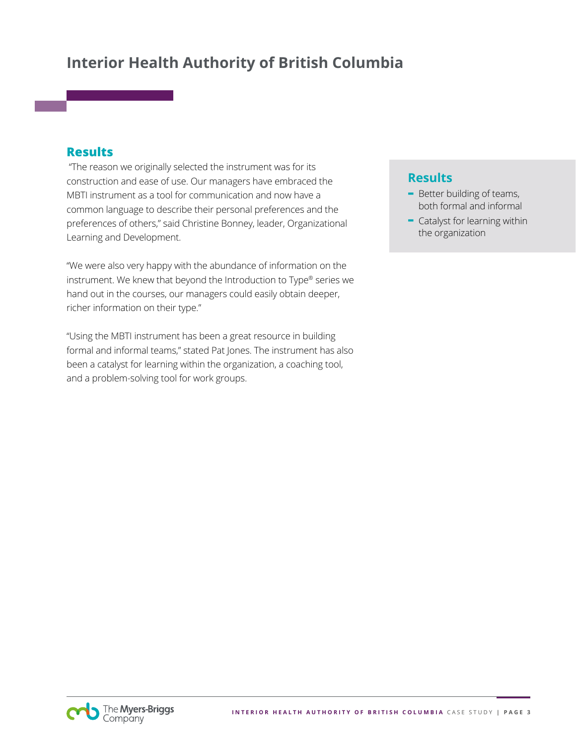# Interior Health Authority of British Columbia

## Results

"The reason we originally selected the instrument was for its construction and ease of use. Our managers have embraced the MBTI instrument as a tool for communication and now have a common language to describe their personal preferences and the preferences of others," said Christine Bonney, leader, Organizational Learning and Development.

"We were also very happy with the abundance of information on the instrument. We knew that beyond the Introduction to Type® series we hand out in the courses, our managers could easily obtain deeper, richer information on their type."

"Using the MBTI instrument has been a great resource in building formal and informal teams," stated Pat Jones. The instrument has also been a catalyst for learning within the organization, a coaching tool, and a problem-solving tool for work groups.

## Results

- Better building of teams, both formal and informal
- Catalyst for learning within the organization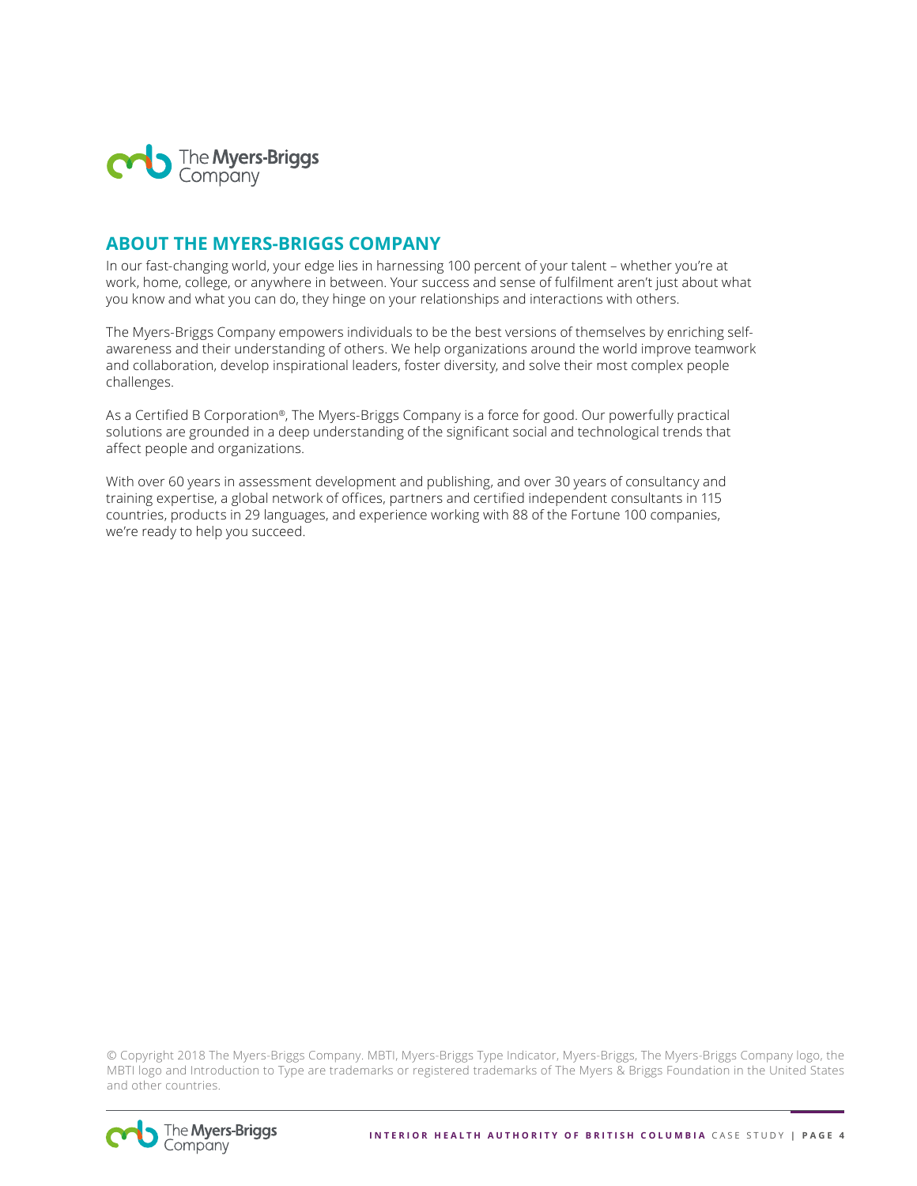## ABOUT THE MYERS-BRIGGS COMPANY

In our fast-changing world, your edge lies in harnessing 100 percent of your talent – whether you're at work, home, college, or anywhere in between. Your success and sense of fulfilment aren't just about what you know and what you can do, they hinge on your relationships and interactions with others.

The Myers-Briggs Company empowers individuals to be the best versions of themselves by enriching self-awareness and their understanding of others. We help organizations around the world improve teamwork and collaboration, develop inspirational leaders, foster diversity, and solve their most complex people challenges.

As a Certified B Corporation®, The Myers-Briggs Company is a force for good. Our powerfully practical solutions are grounded in a deep understanding of the significant social and technological trends that affect people and organizations.

With over 60 years in assessment development and publishing, and over 30 years of consultancy and training expertise, a global network of offices, partners and certified independent consultants in 115 countries, products in 29 languages, and experience working with 88 of the Fortune 100 companies, we're ready to help you succeed.

© Copyright 2018 The Myers-Briggs Company. MBTI, Myers-Briggs Type Indicator, Myers-Briggs, The Myers-Briggs Company logo, the MBTI logo and Introduction to Type are trademarks or registered trademarks of The Myers & Briggs Foundation in the United States and other countries.